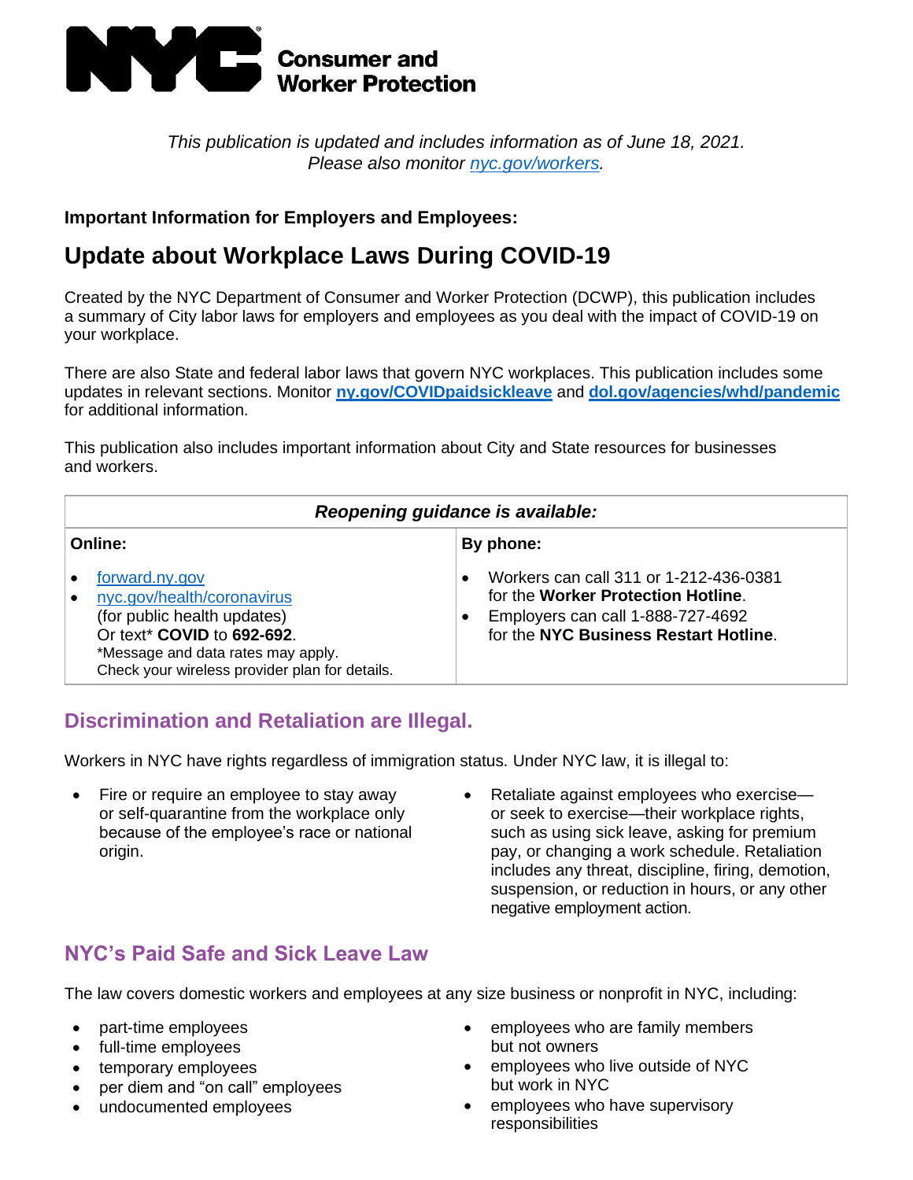**NYC Consumer and Worker Protection**

*This publication is updated and includes information as of June 18, 2021.*
*Please also monitor nyc.gov/workers.*

**Important Information for Employers and Employees:**

# Update about Workplace Laws During COVID-19

Created by the NYC Department of Consumer and Worker Protection (DCWP), this publication includes a summary of City labor laws for employers and employees as you deal with the impact of COVID-19 on your workplace.

There are also State and federal labor laws that govern NYC workplaces. This publication includes some updates in relevant sections. Monitor **ny.gov/COVIDpaidsickleave** and **dol.gov/agencies/whd/pandemic** for additional information.

This publication also includes important information about City and State resources for businesses and workers.

| *Reopening guidance is available:* | |
|---|---|
| **Online:** | **By phone:** |
| • forward.ny.gov<br>• nyc.gov/health/coronavirus (for public health updates) Or text* **COVID** to **692-692**.<br>*Message and data rates may apply. Check your wireless provider plan for details. | • Workers can call 311 or 1-212-436-0381 for the **Worker Protection Hotline**.<br>• Employers can call 1-888-727-4692 for the **NYC Business Restart Hotline**. |

## Discrimination and Retaliation are Illegal.

Workers in NYC have rights regardless of immigration status. Under NYC law, it is illegal to:

- Fire or require an employee to stay away or self-quarantine from the workplace only because of the employee's race or national origin.
- Retaliate against employees who exercise—or seek to exercise—their workplace rights, such as using sick leave, asking for premium pay, or changing a work schedule. Retaliation includes any threat, discipline, firing, demotion, suspension, or reduction in hours, or any other negative employment action.

## NYC's Paid Safe and Sick Leave Law

The law covers domestic workers and employees at any size business or nonprofit in NYC, including:

- part-time employees
- full-time employees
- temporary employees
- per diem and "on call" employees
- undocumented employees
- employees who are family members but not owners
- employees who live outside of NYC but work in NYC
- employees who have supervisory responsibilities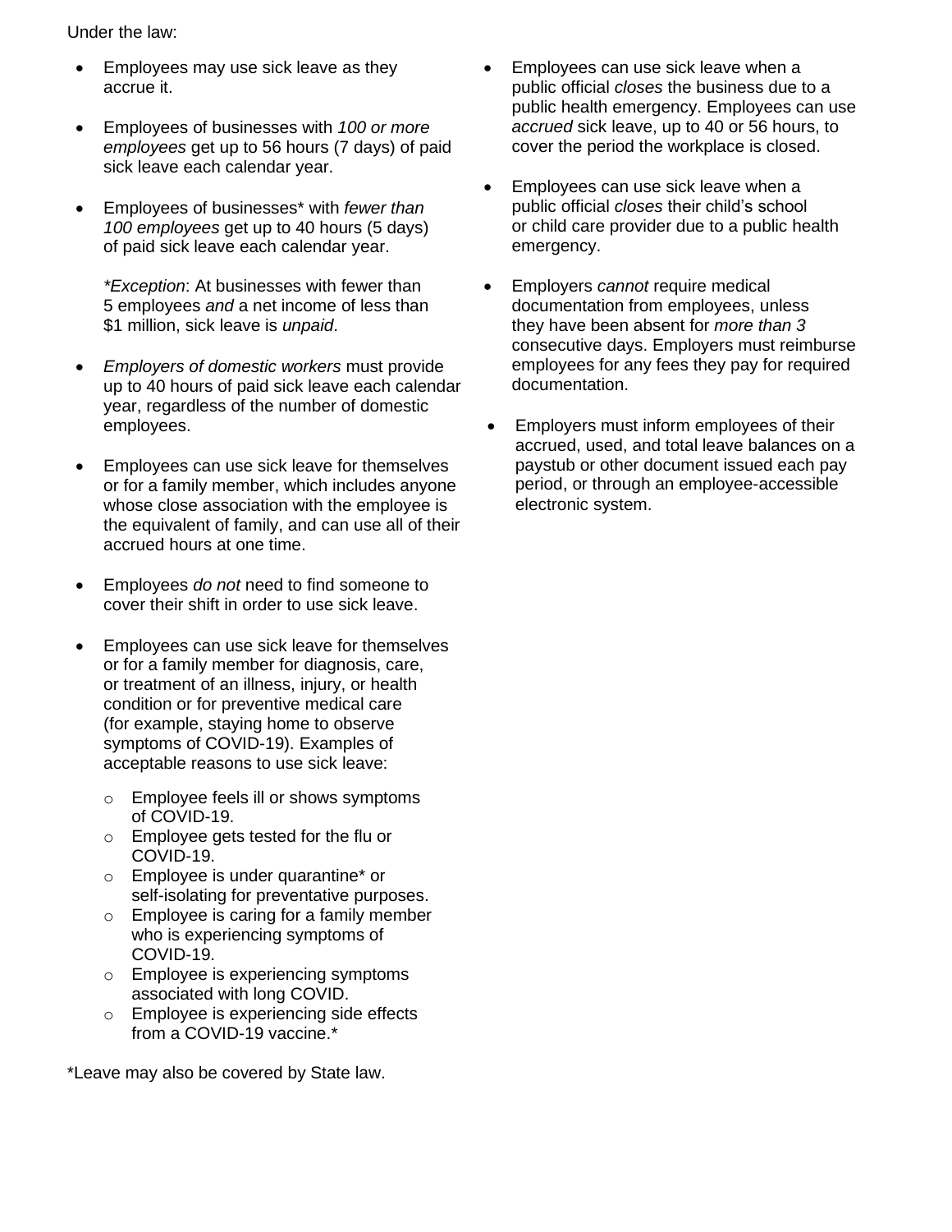Under the law:

- Employees may use sick leave as they accrue it.
- Employees of businesses with *100 or more employees* get up to 56 hours (7 days) of paid sick leave each calendar year.
- Employees of businesses* with *fewer than 100 employees* get up to 40 hours (5 days) of paid sick leave each calendar year.

  **Exception*: At businesses with fewer than 5 employees *and* a net income of less than $1 million, sick leave is *unpaid*.

- *Employers of domestic workers* must provide up to 40 hours of paid sick leave each calendar year, regardless of the number of domestic employees.
- Employees can use sick leave for themselves or for a family member, which includes anyone whose close association with the employee is the equivalent of family, and can use all of their accrued hours at one time.
- Employees *do not* need to find someone to cover their shift in order to use sick leave.
- Employees can use sick leave for themselves or for a family member for diagnosis, care, or treatment of an illness, injury, or health condition or for preventive medical care (for example, staying home to observe symptoms of COVID-19). Examples of acceptable reasons to use sick leave:
  - Employee feels ill or shows symptoms of COVID-19.
  - Employee gets tested for the flu or COVID-19.
  - Employee is under quarantine* or self-isolating for preventative purposes.
  - Employee is caring for a family member who is experiencing symptoms of COVID-19.
  - Employee is experiencing symptoms associated with long COVID.
  - Employee is experiencing side effects from a COVID-19 vaccine.*

*Leave may also be covered by State law.

- Employees can use sick leave when a public official *closes* the business due to a public health emergency. Employees can use *accrued* sick leave, up to 40 or 56 hours, to cover the period the workplace is closed.
- Employees can use sick leave when a public official *closes* their child's school or child care provider due to a public health emergency.
- Employers *cannot* require medical documentation from employees, unless they have been absent for *more than 3* consecutive days. Employers must reimburse employees for any fees they pay for required documentation.
- Employers must inform employees of their accrued, used, and total leave balances on a paystub or other document issued each pay period, or through an employee-accessible electronic system.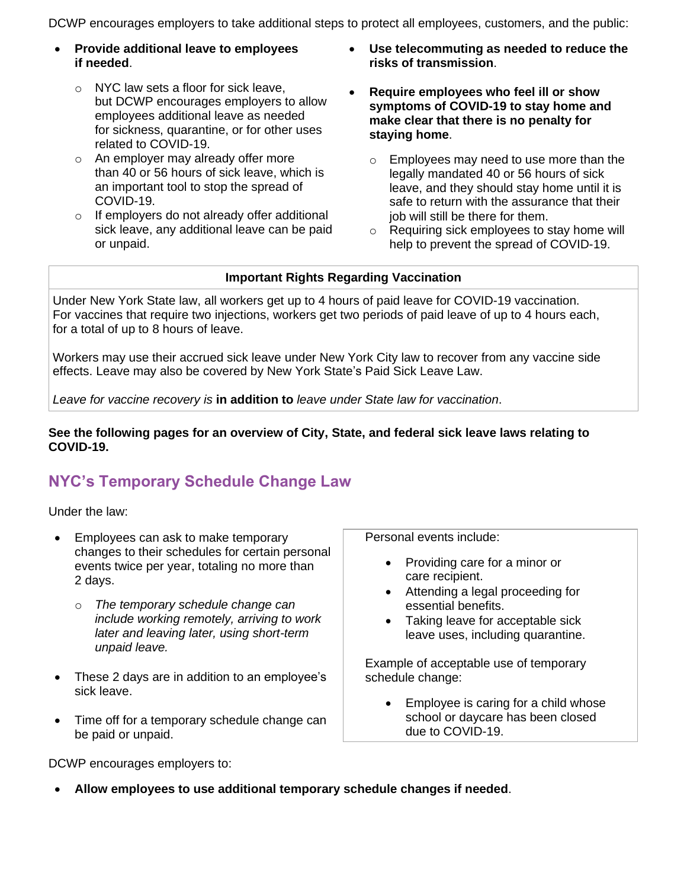DCWP encourages employers to take additional steps to protect all employees, customers, and the public:

- **Provide additional leave to employees if needed**.
  - NYC law sets a floor for sick leave, but DCWP encourages employers to allow employees additional leave as needed for sickness, quarantine, or for other uses related to COVID-19.
  - An employer may already offer more than 40 or 56 hours of sick leave, which is an important tool to stop the spread of COVID-19.
  - If employers do not already offer additional sick leave, any additional leave can be paid or unpaid.
- **Use telecommuting as needed to reduce the risks of transmission**.
- **Require employees who feel ill or show symptoms of COVID-19 to stay home and make clear that there is no penalty for staying home**.
  - Employees may need to use more than the legally mandated 40 or 56 hours of sick leave, and they should stay home until it is safe to return with the assurance that their job will still be there for them.
  - Requiring sick employees to stay home will help to prevent the spread of COVID-19.

**Important Rights Regarding Vaccination**

Under New York State law, all workers get up to 4 hours of paid leave for COVID-19 vaccination. For vaccines that require two injections, workers get two periods of paid leave of up to 4 hours each, for a total of up to 8 hours of leave.

Workers may use their accrued sick leave under New York City law to recover from any vaccine side effects. Leave may also be covered by New York State's Paid Sick Leave Law.

*Leave for vaccine recovery is* **in addition to** *leave under State law for vaccination*.

**See the following pages for an overview of City, State, and federal sick leave laws relating to COVID-19.**

## NYC's Temporary Schedule Change Law

Under the law:

- Employees can ask to make temporary changes to their schedules for certain personal events twice per year, totaling no more than 2 days.
  - *The temporary schedule change can include working remotely, arriving to work later and leaving later, using short-term unpaid leave.*
- These 2 days are in addition to an employee's sick leave.
- Time off for a temporary schedule change can be paid or unpaid.

Personal events include:

- Providing care for a minor or care recipient.
- Attending a legal proceeding for essential benefits.
- Taking leave for acceptable sick leave uses, including quarantine.

Example of acceptable use of temporary schedule change:

- Employee is caring for a child whose school or daycare has been closed due to COVID-19.

DCWP encourages employers to:

- **Allow employees to use additional temporary schedule changes if needed**.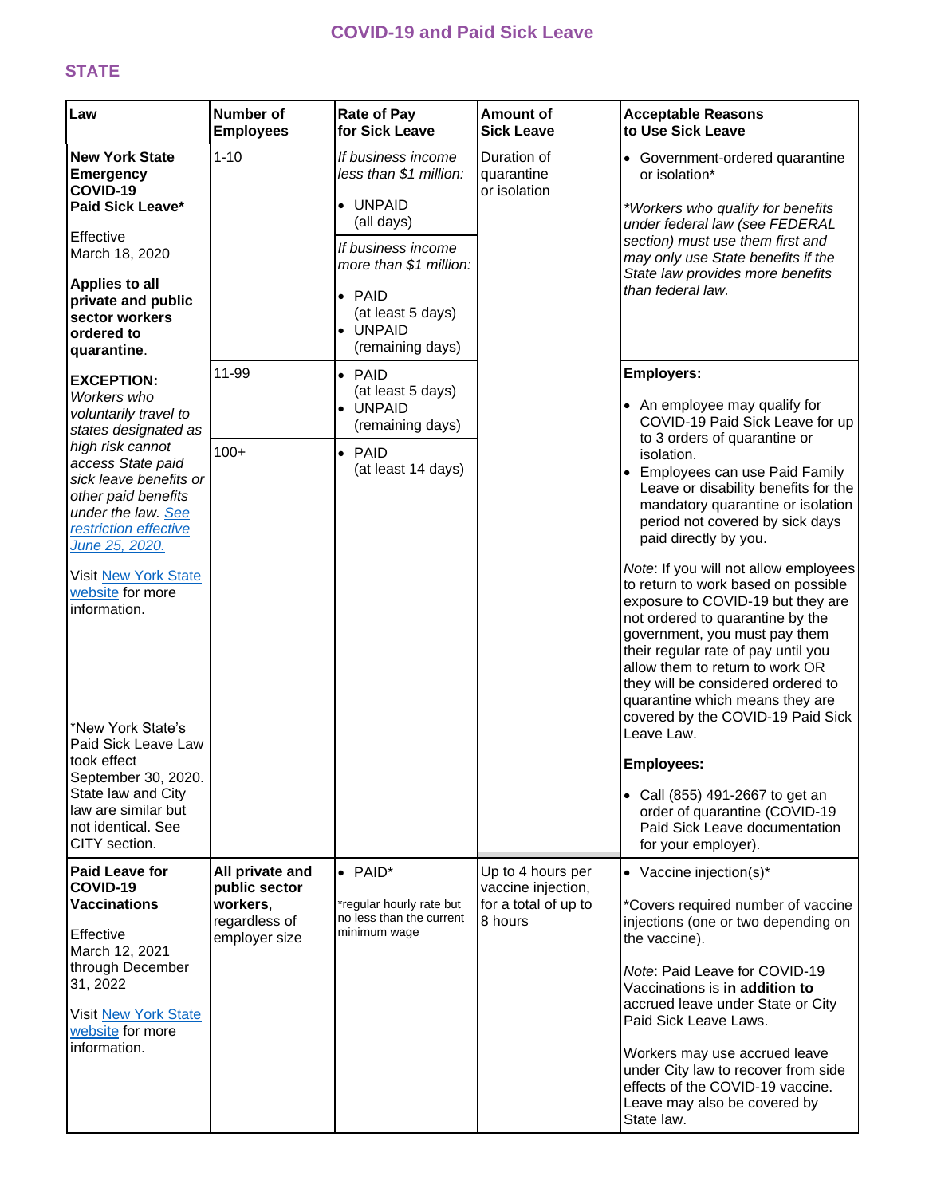## COVID-19 and Paid Sick Leave

### STATE

| Law | Number of Employees | Rate of Pay for Sick Leave | Amount of Sick Leave | Acceptable Reasons to Use Sick Leave |
|---|---|---|---|---|
| **New York State Emergency COVID-19 Paid Sick Leave*** <br><br> Effective March 18, 2020 <br><br> **Applies to all private and public sector workers ordered to quarantine**. <br><br> **EXCEPTION:** *Workers who voluntarily travel to states designated as high risk cannot access State paid sick leave benefits or other paid benefits under the law. [See restriction effective June 25, 2020.]()* <br><br> Visit [New York State website]() for more information. <br><br> *New York State's Paid Sick Leave Law took effect September 30, 2020. State law and City law are similar but not identical. See CITY section. | 1-10 | *If business income less than $1 million:* <br> • UNPAID (all days) <br><br> *If business income more than $1 million:* <br> • PAID (at least 5 days) <br> • UNPAID (remaining days) | Duration of quarantine or isolation | • Government-ordered quarantine or isolation* <br><br> *\*Workers who qualify for benefits under federal law (see FEDERAL section) must use them first and may only use State benefits if the State law provides more benefits than federal law.* |
| | 11-99 | • PAID (at least 5 days) <br> • UNPAID (remaining days) | | **Employers:** <br><br> • An employee may qualify for COVID-19 Paid Sick Leave for up to 3 orders of quarantine or isolation. <br> • Employees can use Paid Family Leave or disability benefits for the mandatory quarantine or isolation period not covered by sick days paid directly by you. <br><br> *Note*: If you will not allow employees to return to work based on possible exposure to COVID-19 but they are not ordered to quarantine by the government, you must pay them their regular rate of pay until you allow them to return to work OR they will be considered ordered to quarantine which means they are covered by the COVID-19 Paid Sick Leave Law. <br><br> **Employees:** <br><br> • Call (855) 491-2667 to get an order of quarantine (COVID-19 Paid Sick Leave documentation for your employer). |
| | 100+ | • PAID (at least 14 days) | | |
| **Paid Leave for COVID-19 Vaccinations** <br><br> Effective March 12, 2021 through December 31, 2022 <br><br> Visit [New York State website]() for more information. | **All private and public sector workers**, regardless of employer size | • PAID* <br><br> *regular hourly rate but no less than the current minimum wage | Up to 4 hours per vaccine injection, for a total of up to 8 hours | • Vaccine injection(s)* <br><br> *Covers required number of vaccine injections (one or two depending on the vaccine). <br><br> *Note*: Paid Leave for COVID-19 Vaccinations is **in addition to** accrued leave under State or City Paid Sick Leave Laws. <br><br> Workers may use accrued leave under City law to recover from side effects of the COVID-19 vaccine. Leave may also be covered by State law. |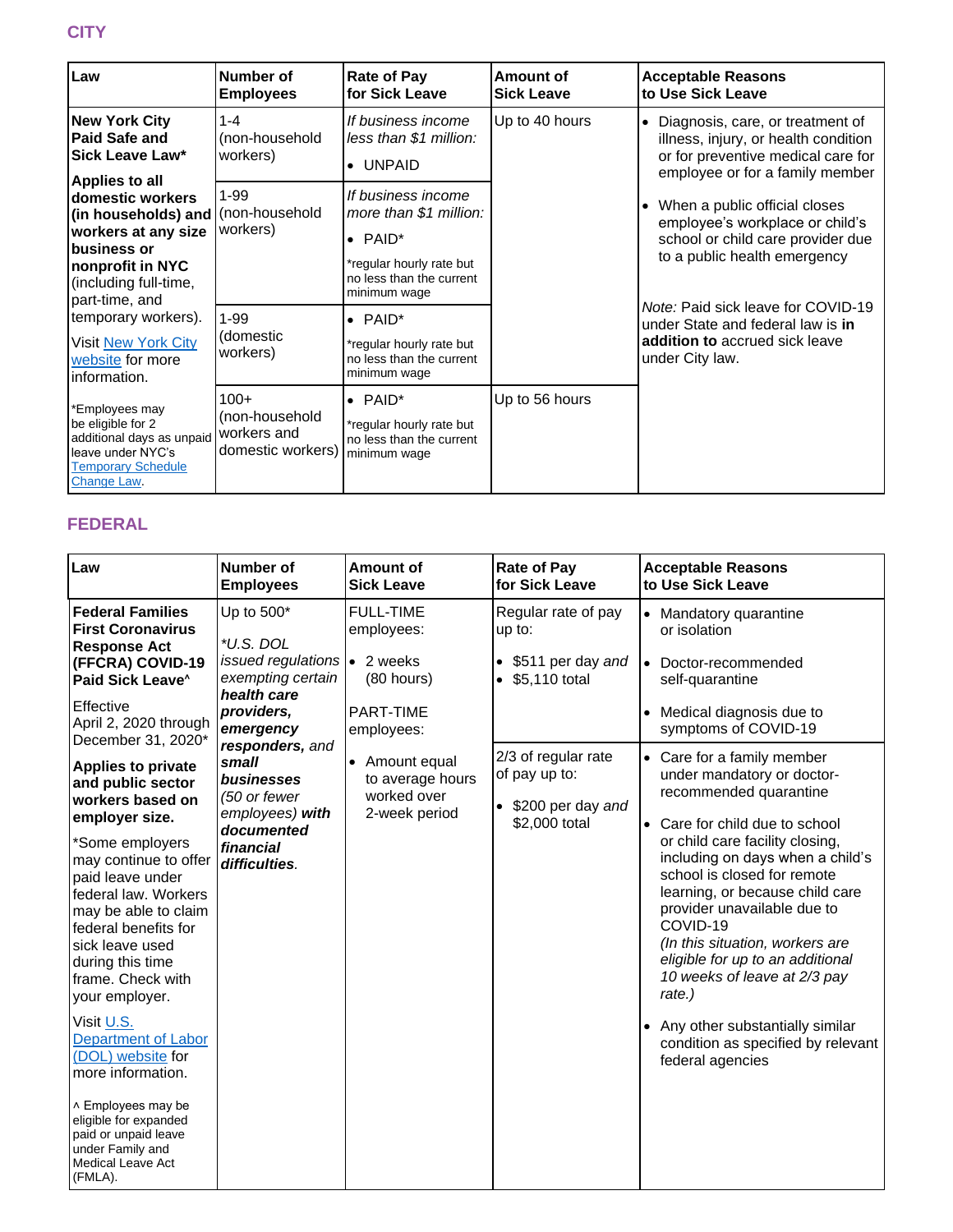## CITY

| Law | Number of Employees | Rate of Pay for Sick Leave | Amount of Sick Leave | Acceptable Reasons to Use Sick Leave |
|---|---|---|---|---|
| **New York City Paid Safe and Sick Leave Law*** **Applies to all domestic workers (in households) and workers at any size business or nonprofit in NYC** (including full-time, part-time, and temporary workers). Visit New York City website for more information. | 1-4 (non-household workers) | *If business income less than $1 million:* • UNPAID | Up to 40 hours | • Diagnosis, care, or treatment of illness, injury, or health condition or for preventive medical care for employee or for a family member • When a public official closes employee's workplace or child's school or child care provider due to a public health emergency *Note:* Paid sick leave for COVID-19 under State and federal law is **in addition to** accrued sick leave under City law. |
| | 1-99 (non-household workers) | *If business income more than $1 million:* • PAID* *regular hourly rate but no less than the current minimum wage | | |
| | 1-99 (domestic workers) | • PAID* *regular hourly rate but no less than the current minimum wage | | |
| *Employees may be eligible for 2 additional days as unpaid leave under NYC's Temporary Schedule Change Law. | 100+ (non-household workers and domestic workers) | • PAID* *regular hourly rate but no less than the current minimum wage | Up to 56 hours | |

## FEDERAL

| Law | Number of Employees | Amount of Sick Leave | Rate of Pay for Sick Leave | Acceptable Reasons to Use Sick Leave |
|---|---|---|---|---|
| **Federal Families First Coronavirus Response Act (FFCRA) COVID-19 Paid Sick Leave^** Effective April 2, 2020 through December 31, 2020* **Applies to private and public sector workers based on employer size.** *Some employers may continue to offer paid leave under federal law. Workers may be able to claim federal benefits for sick leave used during this time frame. Check with your employer. Visit U.S. Department of Labor (DOL) website for more information. ^ Employees may be eligible for expanded paid or unpaid leave under Family and Medical Leave Act (FMLA). | Up to 500* *\*U.S. DOL issued regulations exempting certain **health care providers, emergency responders,** and **small businesses** (50 or fewer employees) **with documented financial difficulties**.* | FULL-TIME employees: • 2 weeks (80 hours) PART-TIME employees: • Amount equal to average hours worked over 2-week period | Regular rate of pay up to: • $511 per day *and* • $5,110 total | • Mandatory quarantine or isolation • Doctor-recommended self-quarantine • Medical diagnosis due to symptoms of COVID-19 |
| | | | 2/3 of regular rate of pay up to: • $200 per day *and* $2,000 total | • Care for a family member under mandatory or doctor-recommended quarantine • Care for child due to school or child care facility closing, including on days when a child's school is closed for remote learning, or because child care provider unavailable due to COVID-19 *(In this situation, workers are eligible for up to an additional 10 weeks of leave at 2/3 pay rate.)* • Any other substantially similar condition as specified by relevant federal agencies |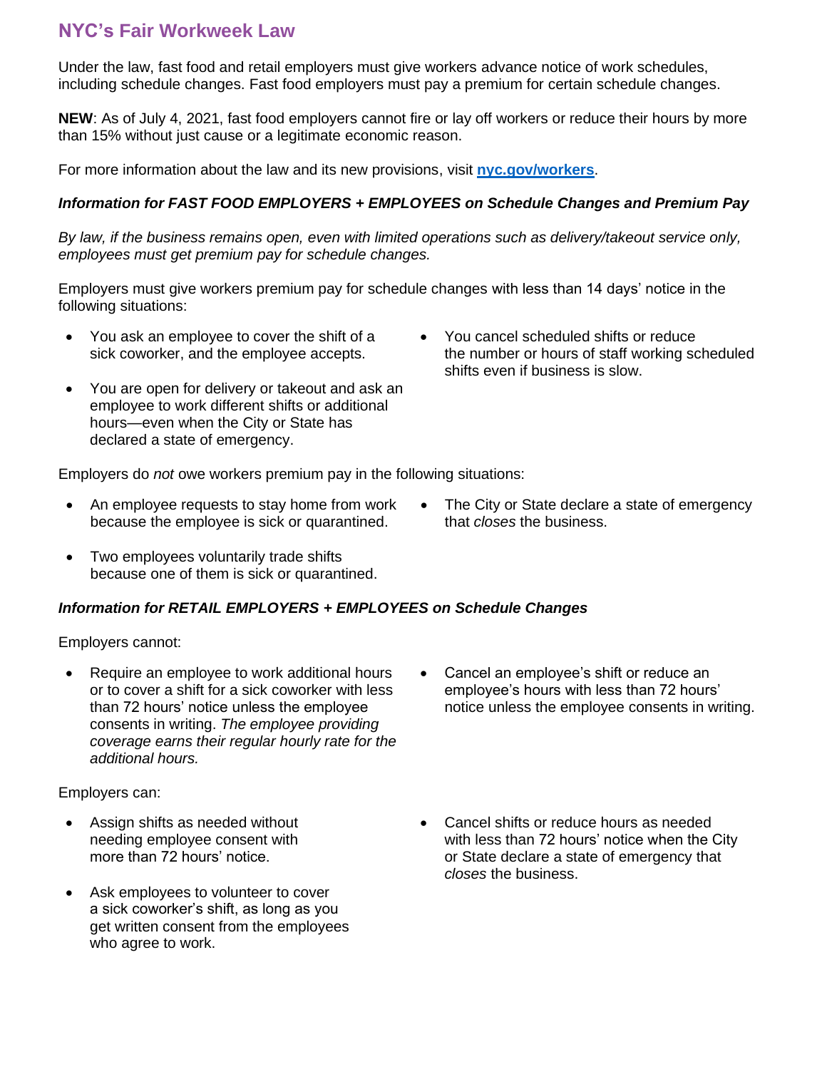# NYC's Fair Workweek Law

Under the law, fast food and retail employers must give workers advance notice of work schedules, including schedule changes. Fast food employers must pay a premium for certain schedule changes.

**NEW**: As of July 4, 2021, fast food employers cannot fire or lay off workers or reduce their hours by more than 15% without just cause or a legitimate economic reason.

For more information about the law and its new provisions, visit **[nyc.gov/workers](https://nyc.gov/workers)**.

***Information for FAST FOOD EMPLOYERS + EMPLOYEES on Schedule Changes and Premium Pay***

*By law, if the business remains open, even with limited operations such as delivery/takeout service only, employees must get premium pay for schedule changes.*

Employers must give workers premium pay for schedule changes with less than 14 days' notice in the following situations:

- You ask an employee to cover the shift of a sick coworker, and the employee accepts.
- You are open for delivery or takeout and ask an employee to work different shifts or additional hours—even when the City or State has declared a state of emergency.
- You cancel scheduled shifts or reduce the number or hours of staff working scheduled shifts even if business is slow.

Employers do *not* owe workers premium pay in the following situations:

- An employee requests to stay home from work because the employee is sick or quarantined.
- Two employees voluntarily trade shifts because one of them is sick or quarantined.
- The City or State declare a state of emergency that *closes* the business.

***Information for RETAIL EMPLOYERS + EMPLOYEES on Schedule Changes***

Employers cannot:

- Require an employee to work additional hours or to cover a shift for a sick coworker with less than 72 hours' notice unless the employee consents in writing. *The employee providing coverage earns their regular hourly rate for the additional hours.*
- Cancel an employee's shift or reduce an employee's hours with less than 72 hours' notice unless the employee consents in writing.

Employers can:

- Assign shifts as needed without needing employee consent with more than 72 hours' notice.
- Ask employees to volunteer to cover a sick coworker's shift, as long as you get written consent from the employees who agree to work.
- Cancel shifts or reduce hours as needed with less than 72 hours' notice when the City or State declare a state of emergency that *closes* the business.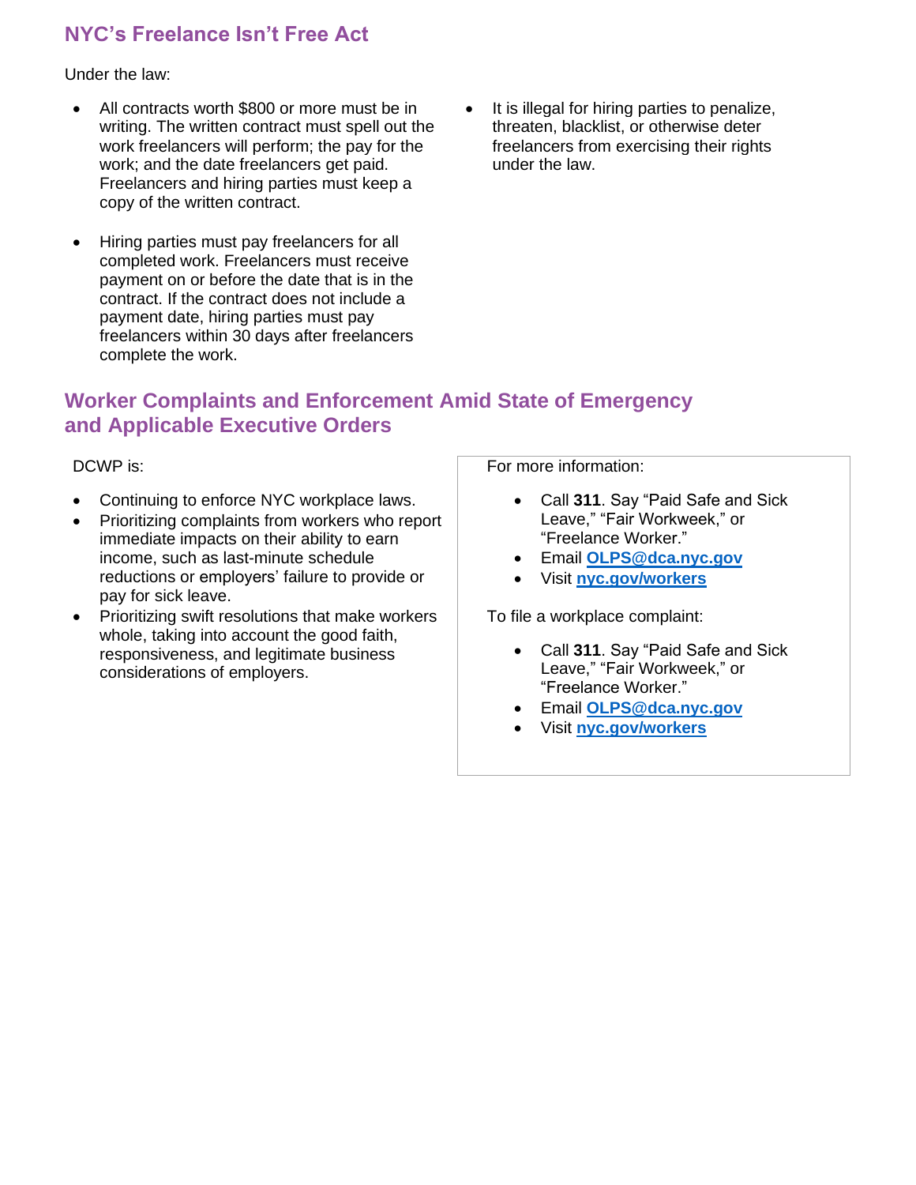## NYC's Freelance Isn't Free Act

Under the law:

- All contracts worth $800 or more must be in writing. The written contract must spell out the work freelancers will perform; the pay for the work; and the date freelancers get paid. Freelancers and hiring parties must keep a copy of the written contract.
- Hiring parties must pay freelancers for all completed work. Freelancers must receive payment on or before the date that is in the contract. If the contract does not include a payment date, hiring parties must pay freelancers within 30 days after freelancers complete the work.
- It is illegal for hiring parties to penalize, threaten, blacklist, or otherwise deter freelancers from exercising their rights under the law.

## Worker Complaints and Enforcement Amid State of Emergency and Applicable Executive Orders

DCWP is:

- Continuing to enforce NYC workplace laws.
- Prioritizing complaints from workers who report immediate impacts on their ability to earn income, such as last-minute schedule reductions or employers' failure to provide or pay for sick leave.
- Prioritizing swift resolutions that make workers whole, taking into account the good faith, responsiveness, and legitimate business considerations of employers.

For more information:

- Call **311**. Say "Paid Safe and Sick Leave," "Fair Workweek," or "Freelance Worker."
- Email **OLPS@dca.nyc.gov**
- Visit **nyc.gov/workers**

To file a workplace complaint:

- Call **311**. Say "Paid Safe and Sick Leave," "Fair Workweek," or "Freelance Worker."
- Email **OLPS@dca.nyc.gov**
- Visit **nyc.gov/workers**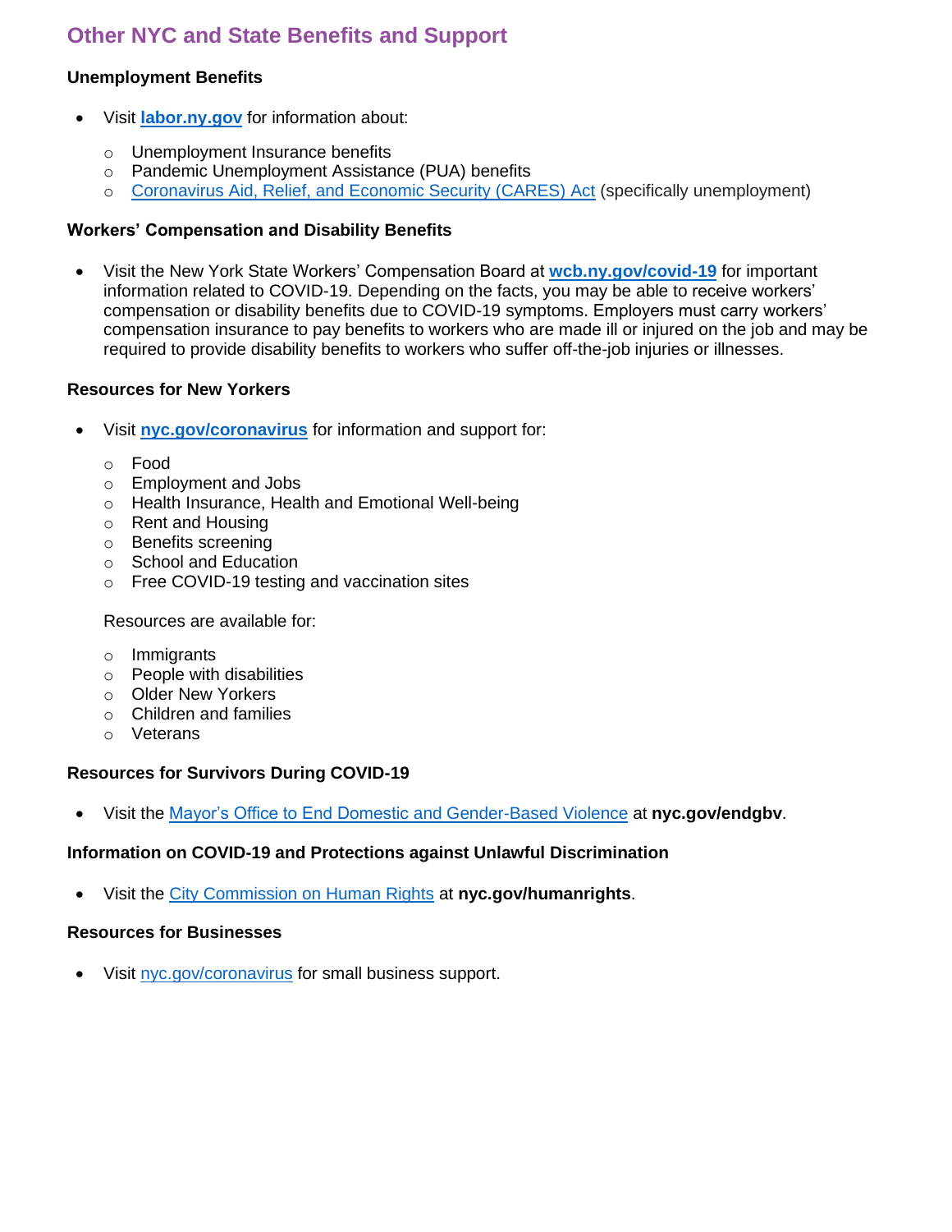## Other NYC and State Benefits and Support

**Unemployment Benefits**

- Visit **labor.ny.gov** for information about:
    - Unemployment Insurance benefits
    - Pandemic Unemployment Assistance (PUA) benefits
    - Coronavirus Aid, Relief, and Economic Security (CARES) Act (specifically unemployment)

**Workers' Compensation and Disability Benefits**

- Visit the New York State Workers' Compensation Board at **wcb.ny.gov/covid-19** for important information related to COVID-19. Depending on the facts, you may be able to receive workers' compensation or disability benefits due to COVID-19 symptoms. Employers must carry workers' compensation insurance to pay benefits to workers who are made ill or injured on the job and may be required to provide disability benefits to workers who suffer off-the-job injuries or illnesses.

**Resources for New Yorkers**

- Visit **nyc.gov/coronavirus** for information and support for:
    - Food
    - Employment and Jobs
    - Health Insurance, Health and Emotional Well-being
    - Rent and Housing
    - Benefits screening
    - School and Education
    - Free COVID-19 testing and vaccination sites

  Resources are available for:

    - Immigrants
    - People with disabilities
    - Older New Yorkers
    - Children and families
    - Veterans

**Resources for Survivors During COVID-19**

- Visit the Mayor's Office to End Domestic and Gender-Based Violence at **nyc.gov/endgbv**.

**Information on COVID-19 and Protections against Unlawful Discrimination**

- Visit the City Commission on Human Rights at **nyc.gov/humanrights**.

**Resources for Businesses**

- Visit nyc.gov/coronavirus for small business support.